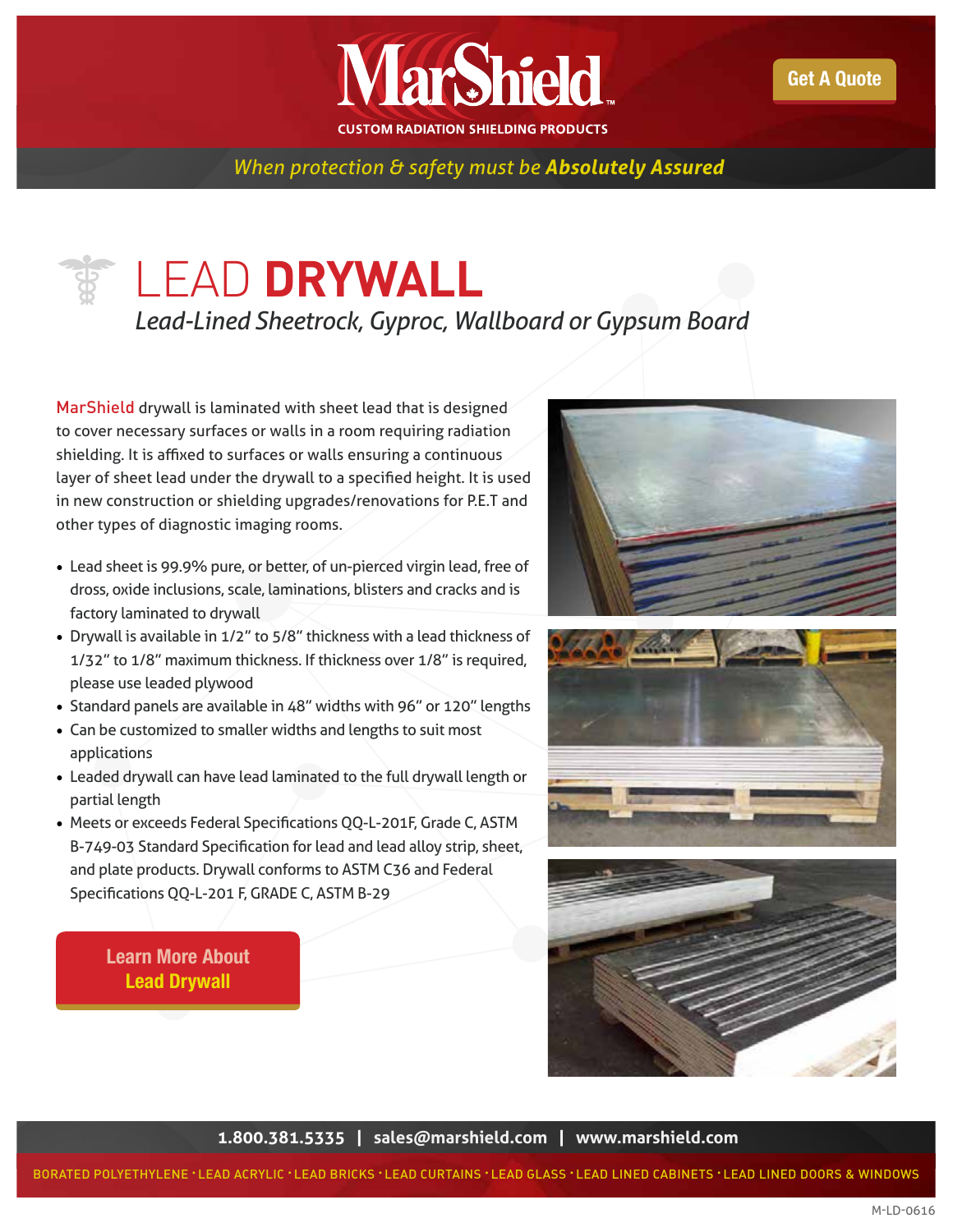MarShield

CUSTOM RADIATION SHIELDING PRODUCTS

Get A Quote

*When protection & safety must be **Absolutely Assured***

# LEAD **DRYWALL**

*Lead-Lined Sheetrock, Gyproc, Wallboard or Gypsum Board*

MarShield drywall is laminated with sheet lead that is designed to cover necessary surfaces or walls in a room requiring radiation shielding. It is affixed to surfaces or walls ensuring a continuous layer of sheet lead under the drywall to a specified height. It is used in new construction or shielding upgrades/renovations for P.E.T and other types of diagnostic imaging rooms.

- Lead sheet is 99.9% pure, or better, of un-pierced virgin lead, free of dross, oxide inclusions, scale, laminations, blisters and cracks and is factory laminated to drywall
- Drywall is available in 1/2" to 5/8" thickness with a lead thickness of 1/32" to 1/8" maximum thickness. If thickness over 1/8" is required, please use leaded plywood
- Standard panels are available in 48" widths with 96" or 120" lengths
- Can be customized to smaller widths and lengths to suit most applications
- Leaded drywall can have lead laminated to the full drywall length or partial length
- Meets or exceeds Federal Specifications QQ-L-201F, Grade C, ASTM B-749-03 Standard Specification for lead and lead alloy strip, sheet, and plate products. Drywall conforms to ASTM C36 and Federal Specifications QQ-L-201 F, GRADE C, ASTM B-29

Learn More About **Lead Drywall**

**1.800.381.5335 | sales@marshield.com | www.marshield.com**

BORATED POLYETHYLENE · LEAD ACRYLIC · LEAD BRICKS · LEAD CURTAINS · LEAD GLASS · LEAD LINED CABINETS · LEAD LINED DOORS & WINDOWS

M-LD-0616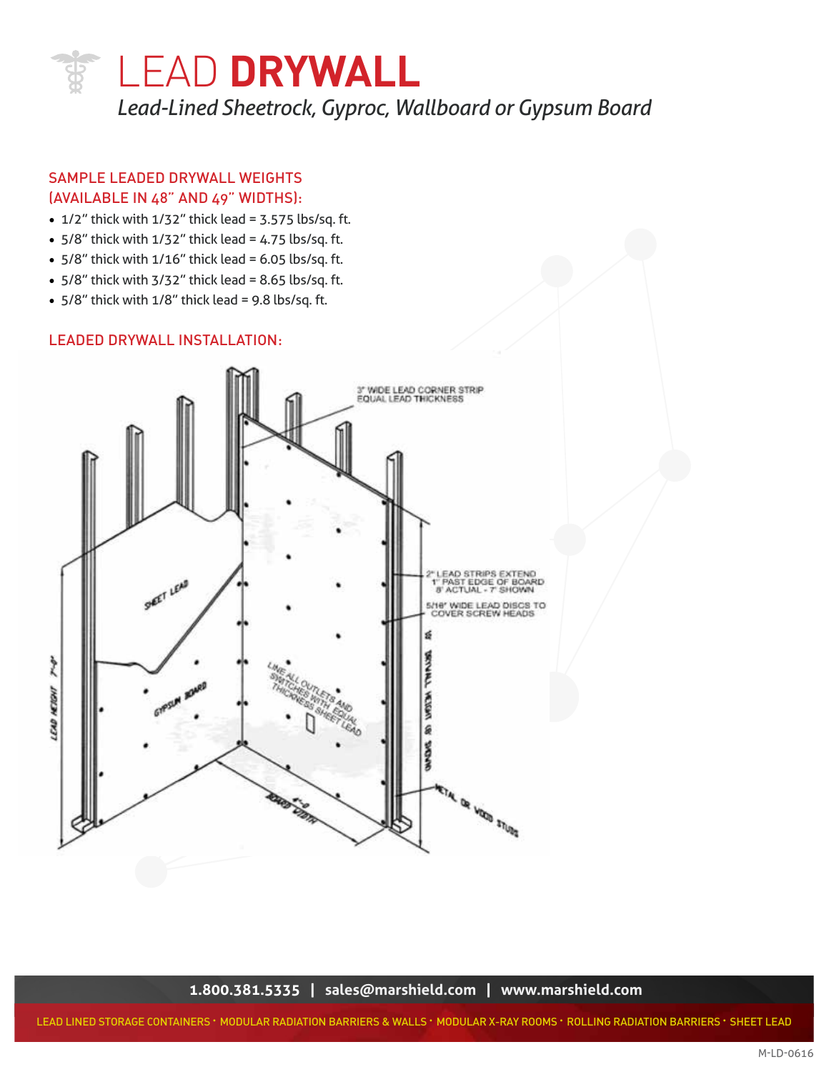# LEAD **DRYWALL**

*Lead-Lined Sheetrock, Gyproc, Wallboard or Gypsum Board*

## SAMPLE LEADED DRYWALL WEIGHTS (AVAILABLE IN 48" AND 49" WIDTHS):

- 1/2" thick with 1/32" thick lead = 3.575 lbs/sq. ft.
- 5/8" thick with 1/32" thick lead = 4.75 lbs/sq. ft.
- 5/8" thick with 1/16" thick lead = 6.05 lbs/sq. ft.
- 5/8" thick with 3/32" thick lead = 8.65 lbs/sq. ft.
- 5/8" thick with 1/8" thick lead = 9.8 lbs/sq. ft.

## LEADED DRYWALL INSTALLATION:

3" WIDE LEAD CORNER STRIP EQUAL LEAD THICKNESS

2" LEAD STRIPS EXTEND 1" PAST EDGE OF BOARD 8' ACTUAL - 7' SHOWN

5/16" WIDE LEAD DISCS TO COVER SCREW HEADS

SHEET LEAD

GYPSUM BOARD

LINE ALL OUTLETS AND SWITCHES WITH EQUAL THICKNESS SHEET LEAD

LEAD HEIGHT 7'-0"

4'-0 BOARD WIDTH

8' DRYWALL HEIGHT (8' SHOWN)

METAL OR WOOD STUDS

**1.800.381.5335 | sales@marshield.com | www.marshield.com**

LEAD LINED STORAGE CONTAINERS • MODULAR RADIATION BARRIERS & WALLS • MODULAR X-RAY ROOMS • ROLLING RADIATION BARRIERS • SHEET LEAD

M-LD-0616